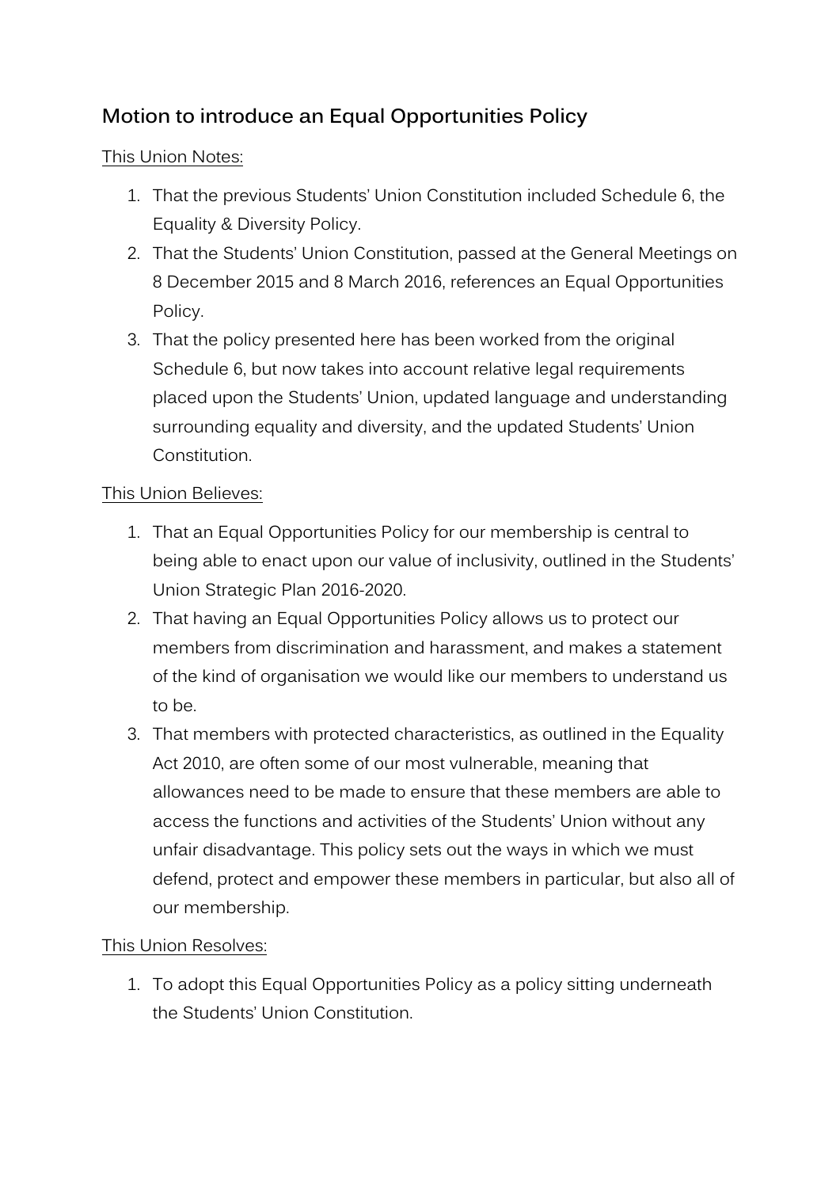## Motion to introduce an Equal Opportunities Policy

This Union Notes:

1. That the previous Students' Union Constitution included Schedule 6, the Equality & Diversity Policy.
2. That the Students' Union Constitution, passed at the General Meetings on 8 December 2015 and 8 March 2016, references an Equal Opportunities Policy.
3. That the policy presented here has been worked from the original Schedule 6, but now takes into account relative legal requirements placed upon the Students' Union, updated language and understanding surrounding equality and diversity, and the updated Students' Union Constitution.

This Union Believes:

1. That an Equal Opportunities Policy for our membership is central to being able to enact upon our value of inclusivity, outlined in the Students' Union Strategic Plan 2016-2020.
2. That having an Equal Opportunities Policy allows us to protect our members from discrimination and harassment, and makes a statement of the kind of organisation we would like our members to understand us to be.
3. That members with protected characteristics, as outlined in the Equality Act 2010, are often some of our most vulnerable, meaning that allowances need to be made to ensure that these members are able to access the functions and activities of the Students' Union without any unfair disadvantage. This policy sets out the ways in which we must defend, protect and empower these members in particular, but also all of our membership.

This Union Resolves:

1. To adopt this Equal Opportunities Policy as a policy sitting underneath the Students' Union Constitution.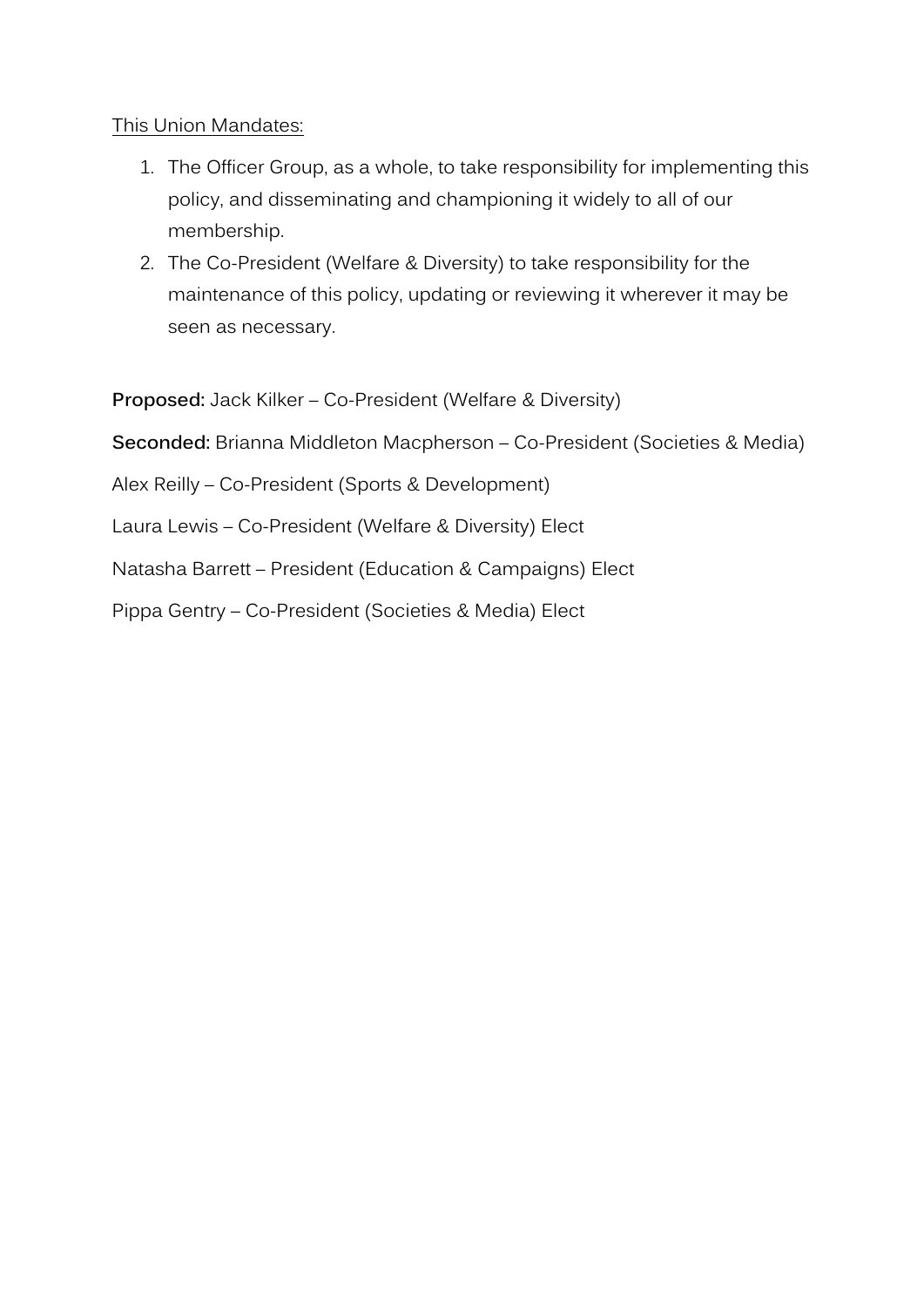<u>This Union Mandates:</u>

1. The Officer Group, as a whole, to take responsibility for implementing this policy, and disseminating and championing it widely to all of our membership.
2. The Co-President (Welfare & Diversity) to take responsibility for the maintenance of this policy, updating or reviewing it wherever it may be seen as necessary.

**Proposed:** Jack Kilker – Co-President (Welfare & Diversity)

**Seconded:** Brianna Middleton Macpherson – Co-President (Societies & Media)

Alex Reilly – Co-President (Sports & Development)

Laura Lewis – Co-President (Welfare & Diversity) Elect

Natasha Barrett – President (Education & Campaigns) Elect

Pippa Gentry – Co-President (Societies & Media) Elect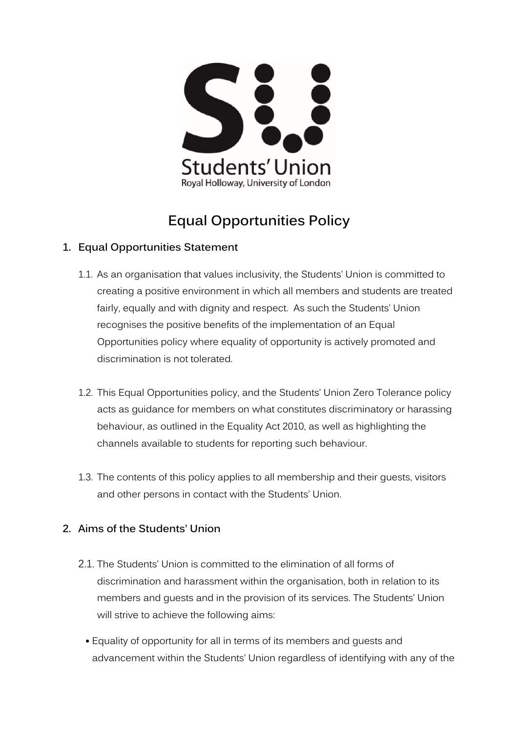# Equal Opportunities Policy

## 1. Equal Opportunities Statement

1.1. As an organisation that values inclusivity, the Students' Union is committed to creating a positive environment in which all members and students are treated fairly, equally and with dignity and respect. As such the Students' Union recognises the positive benefits of the implementation of an Equal Opportunities policy where equality of opportunity is actively promoted and discrimination is not tolerated.

1.2. This Equal Opportunities policy, and the Students' Union Zero Tolerance policy acts as guidance for members on what constitutes discriminatory or harassing behaviour, as outlined in the Equality Act 2010, as well as highlighting the channels available to students for reporting such behaviour.

1.3. The contents of this policy applies to all membership and their guests, visitors and other persons in contact with the Students' Union.

## 2. Aims of the Students' Union

2.1. The Students' Union is committed to the elimination of all forms of discrimination and harassment within the organisation, both in relation to its members and guests and in the provision of its services. The Students' Union will strive to achieve the following aims:

- Equality of opportunity for all in terms of its members and guests and advancement within the Students' Union regardless of identifying with any of the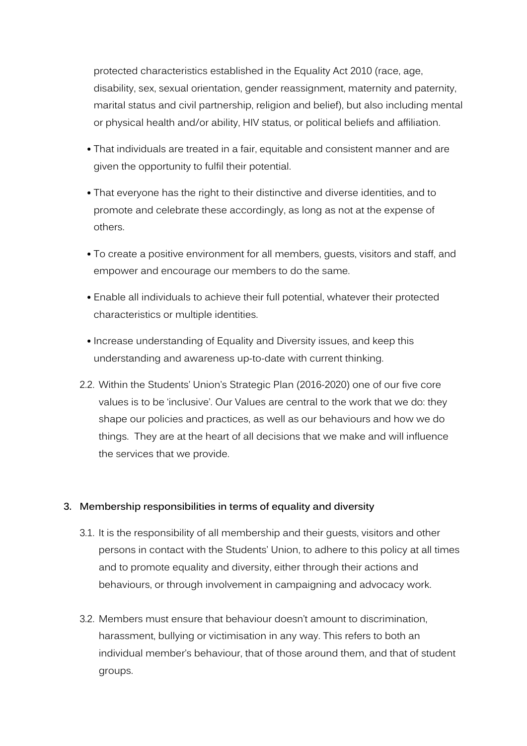protected characteristics established in the Equality Act 2010 (race, age, disability, sex, sexual orientation, gender reassignment, maternity and paternity, marital status and civil partnership, religion and belief), but also including mental or physical health and/or ability, HIV status, or political beliefs and affiliation.

- That individuals are treated in a fair, equitable and consistent manner and are given the opportunity to fulfil their potential.
- That everyone has the right to their distinctive and diverse identities, and to promote and celebrate these accordingly, as long as not at the expense of others.
- To create a positive environment for all members, guests, visitors and staff, and empower and encourage our members to do the same.
- Enable all individuals to achieve their full potential, whatever their protected characteristics or multiple identities.
- Increase understanding of Equality and Diversity issues, and keep this understanding and awareness up-to-date with current thinking.

2.2. Within the Students' Union's Strategic Plan (2016-2020) one of our five core values is to be 'inclusive'. Our Values are central to the work that we do: they shape our policies and practices, as well as our behaviours and how we do things. They are at the heart of all decisions that we make and will influence the services that we provide.

## 3. Membership responsibilities in terms of equality and diversity

3.1. It is the responsibility of all membership and their guests, visitors and other persons in contact with the Students' Union, to adhere to this policy at all times and to promote equality and diversity, either through their actions and behaviours, or through involvement in campaigning and advocacy work.

3.2. Members must ensure that behaviour doesn't amount to discrimination, harassment, bullying or victimisation in any way. This refers to both an individual member's behaviour, that of those around them, and that of student groups.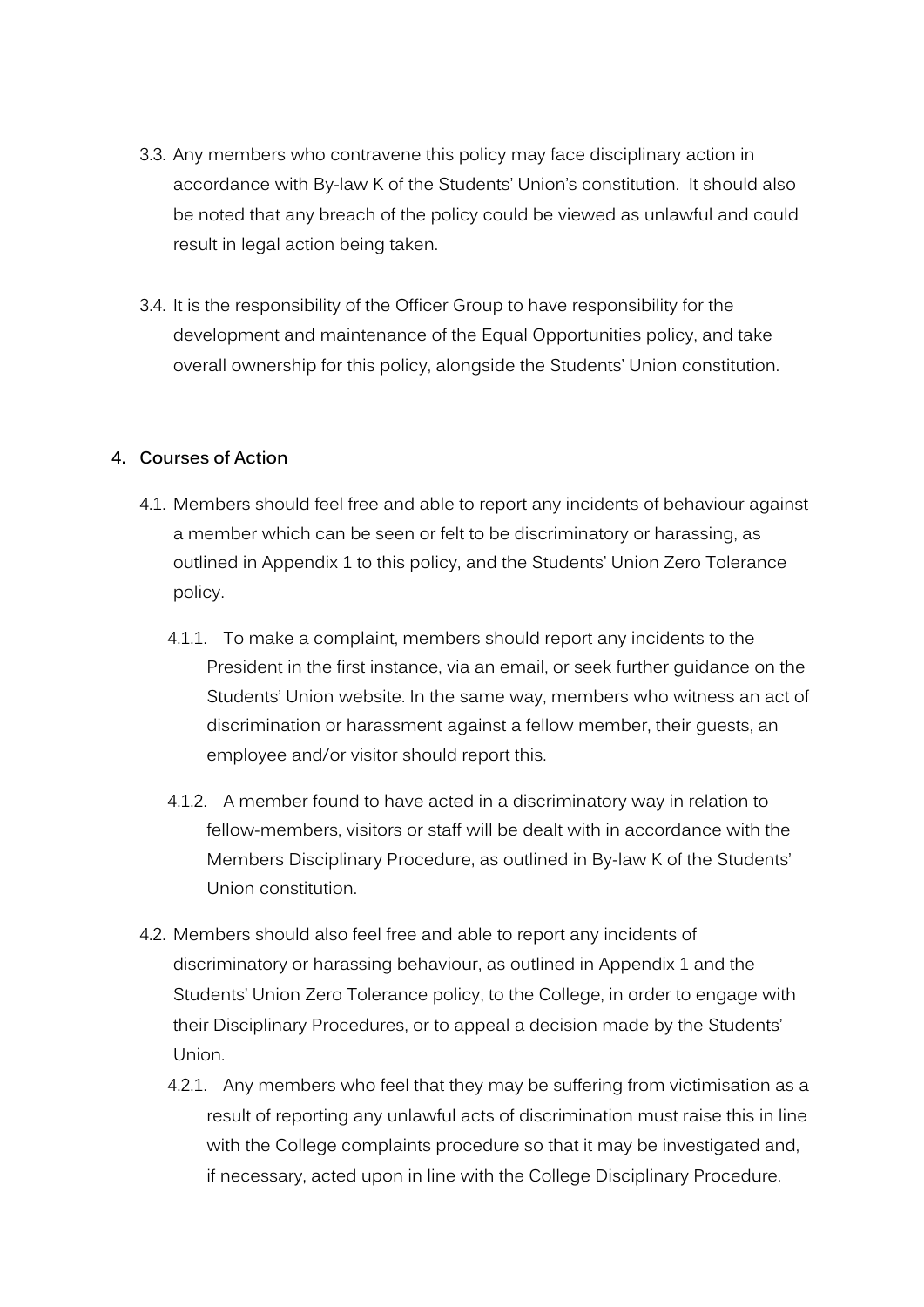3.3. Any members who contravene this policy may face disciplinary action in accordance with By-law K of the Students' Union's constitution. It should also be noted that any breach of the policy could be viewed as unlawful and could result in legal action being taken.

3.4. It is the responsibility of the Officer Group to have responsibility for the development and maintenance of the Equal Opportunities policy, and take overall ownership for this policy, alongside the Students' Union constitution.

## 4. Courses of Action

4.1. Members should feel free and able to report any incidents of behaviour against a member which can be seen or felt to be discriminatory or harassing, as outlined in Appendix 1 to this policy, and the Students' Union Zero Tolerance policy.

4.1.1. To make a complaint, members should report any incidents to the President in the first instance, via an email, or seek further guidance on the Students' Union website. In the same way, members who witness an act of discrimination or harassment against a fellow member, their guests, an employee and/or visitor should report this.

4.1.2. A member found to have acted in a discriminatory way in relation to fellow-members, visitors or staff will be dealt with in accordance with the Members Disciplinary Procedure, as outlined in By-law K of the Students' Union constitution.

4.2. Members should also feel free and able to report any incidents of discriminatory or harassing behaviour, as outlined in Appendix 1 and the Students' Union Zero Tolerance policy, to the College, in order to engage with their Disciplinary Procedures, or to appeal a decision made by the Students' Union.

4.2.1. Any members who feel that they may be suffering from victimisation as a result of reporting any unlawful acts of discrimination must raise this in line with the College complaints procedure so that it may be investigated and, if necessary, acted upon in line with the College Disciplinary Procedure.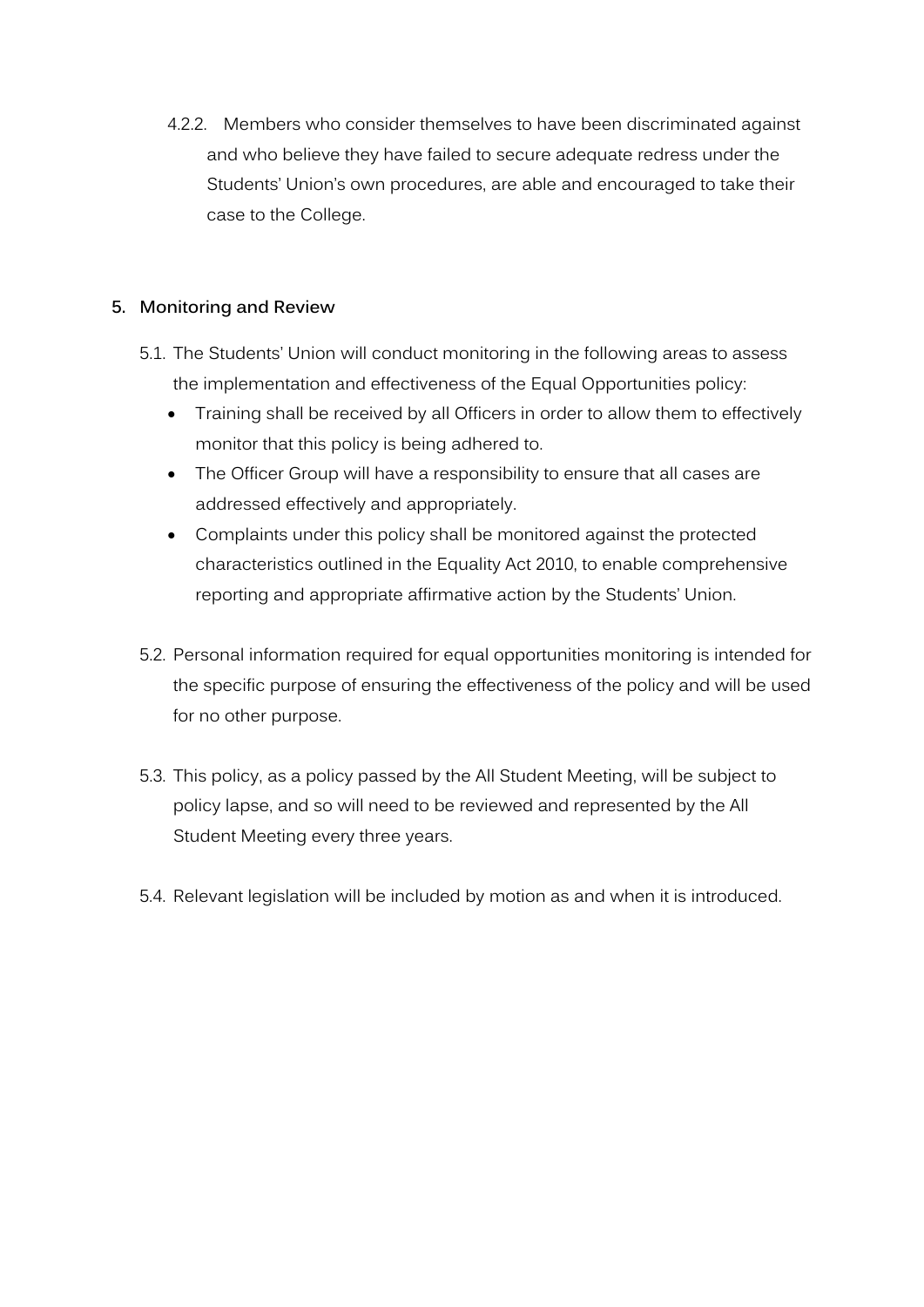4.2.2. Members who consider themselves to have been discriminated against and who believe they have failed to secure adequate redress under the Students' Union's own procedures, are able and encouraged to take their case to the College.

## 5. Monitoring and Review

5.1. The Students' Union will conduct monitoring in the following areas to assess the implementation and effectiveness of the Equal Opportunities policy:

- Training shall be received by all Officers in order to allow them to effectively monitor that this policy is being adhered to.
- The Officer Group will have a responsibility to ensure that all cases are addressed effectively and appropriately.
- Complaints under this policy shall be monitored against the protected characteristics outlined in the Equality Act 2010, to enable comprehensive reporting and appropriate affirmative action by the Students' Union.

5.2. Personal information required for equal opportunities monitoring is intended for the specific purpose of ensuring the effectiveness of the policy and will be used for no other purpose.

5.3. This policy, as a policy passed by the All Student Meeting, will be subject to policy lapse, and so will need to be reviewed and represented by the All Student Meeting every three years.

5.4. Relevant legislation will be included by motion as and when it is introduced.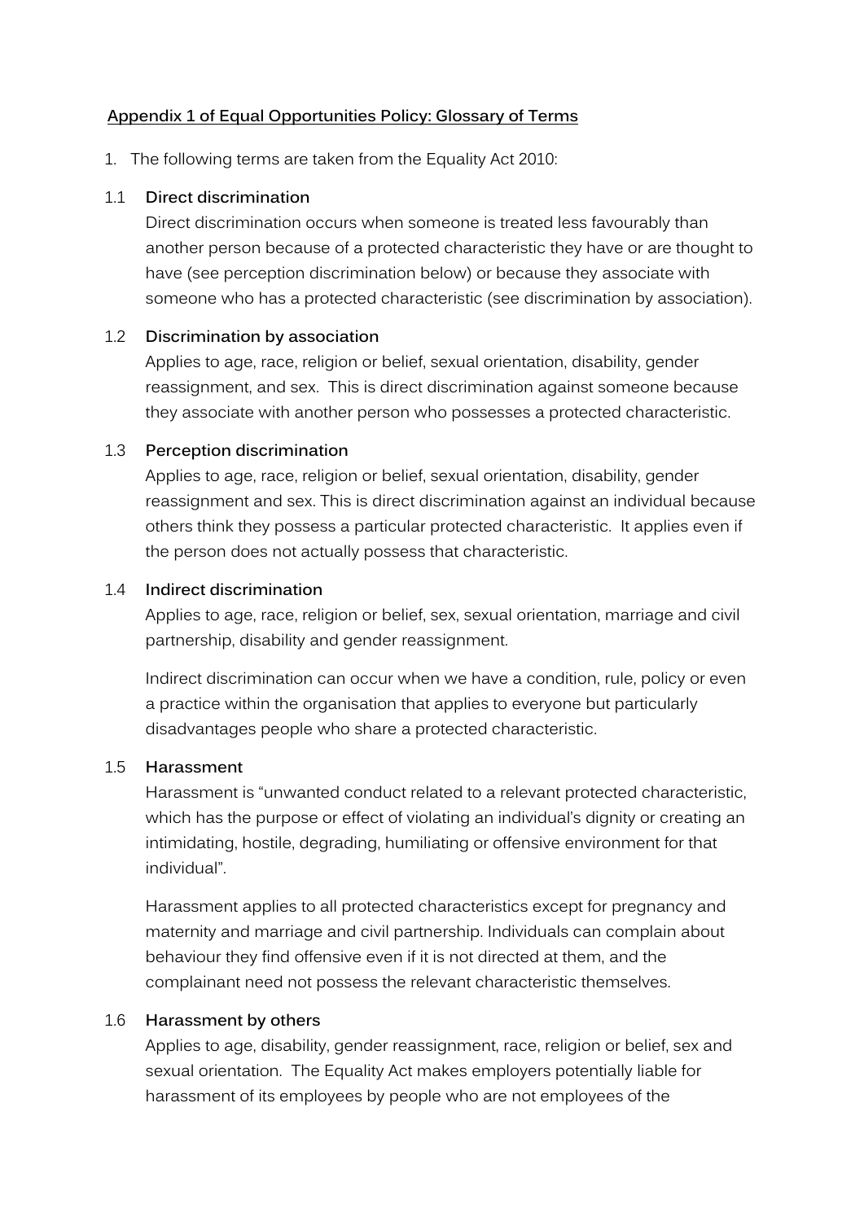## Appendix 1 of Equal Opportunities Policy: Glossary of Terms

1. The following terms are taken from the Equality Act 2010:

1.1 **Direct discrimination**

Direct discrimination occurs when someone is treated less favourably than another person because of a protected characteristic they have or are thought to have (see perception discrimination below) or because they associate with someone who has a protected characteristic (see discrimination by association).

1.2 **Discrimination by association**

Applies to age, race, religion or belief, sexual orientation, disability, gender reassignment, and sex. This is direct discrimination against someone because they associate with another person who possesses a protected characteristic.

1.3 **Perception discrimination**

Applies to age, race, religion or belief, sexual orientation, disability, gender reassignment and sex. This is direct discrimination against an individual because others think they possess a particular protected characteristic. It applies even if the person does not actually possess that characteristic.

1.4 **Indirect discrimination**

Applies to age, race, religion or belief, sex, sexual orientation, marriage and civil partnership, disability and gender reassignment.

Indirect discrimination can occur when we have a condition, rule, policy or even a practice within the organisation that applies to everyone but particularly disadvantages people who share a protected characteristic.

1.5 **Harassment**

Harassment is "unwanted conduct related to a relevant protected characteristic, which has the purpose or effect of violating an individual's dignity or creating an intimidating, hostile, degrading, humiliating or offensive environment for that individual".

Harassment applies to all protected characteristics except for pregnancy and maternity and marriage and civil partnership. Individuals can complain about behaviour they find offensive even if it is not directed at them, and the complainant need not possess the relevant characteristic themselves.

1.6 **Harassment by others**

Applies to age, disability, gender reassignment, race, religion or belief, sex and sexual orientation. The Equality Act makes employers potentially liable for harassment of its employees by people who are not employees of the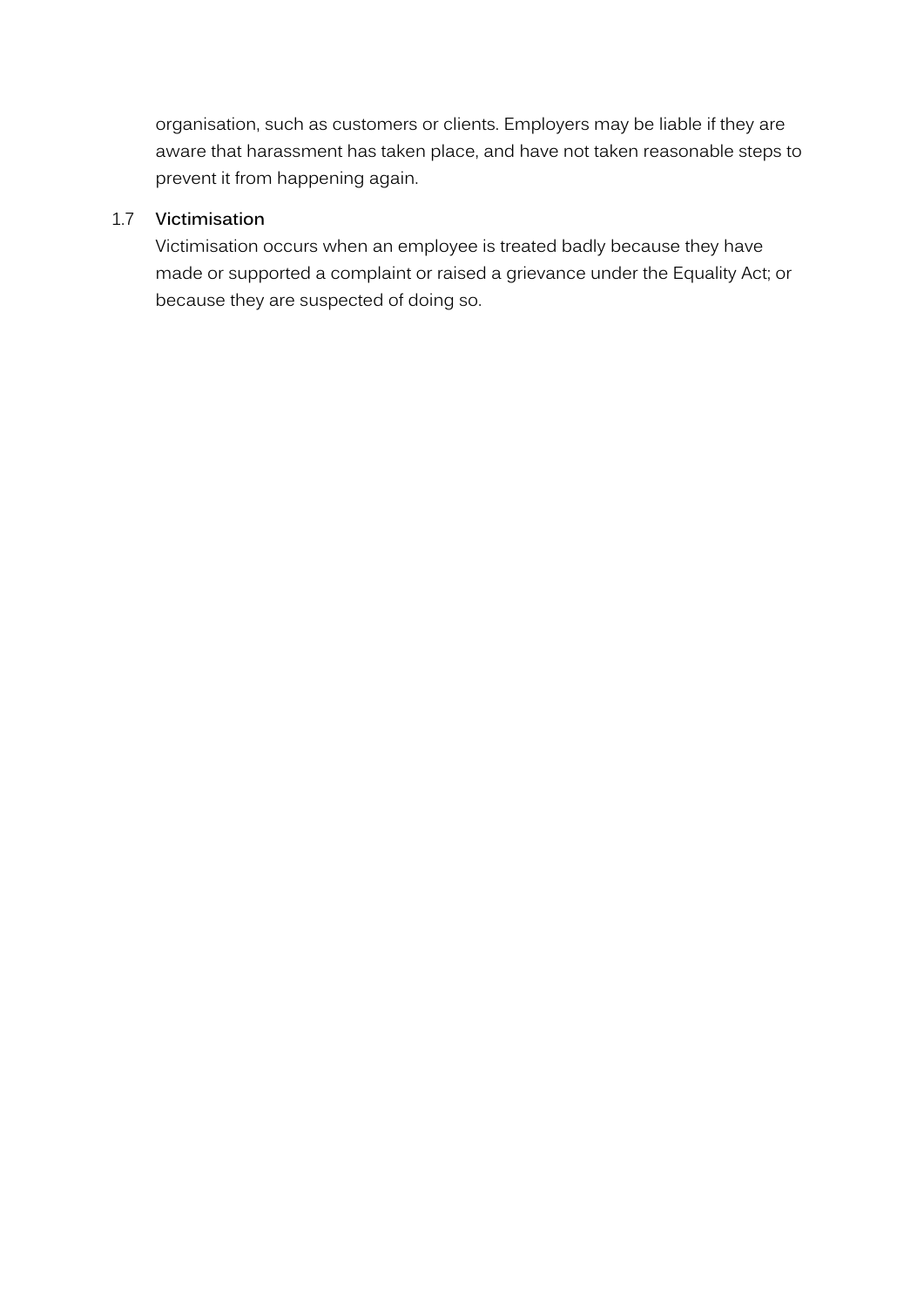organisation, such as customers or clients. Employers may be liable if they are aware that harassment has taken place, and have not taken reasonable steps to prevent it from happening again.

### 1.7 Victimisation

Victimisation occurs when an employee is treated badly because they have made or supported a complaint or raised a grievance under the Equality Act; or because they are suspected of doing so.